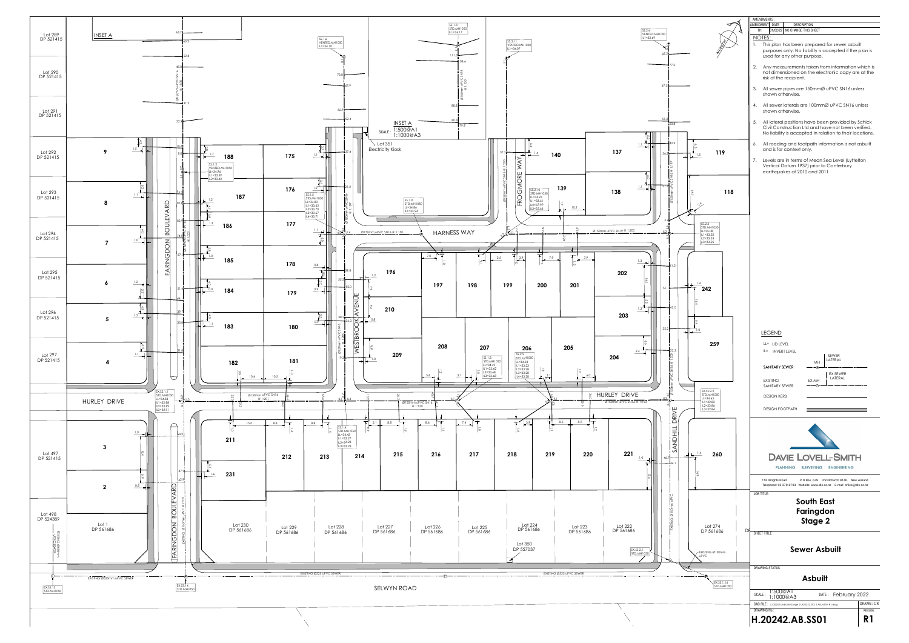## AMENDMENTS

| AMENDMENT | DATE | DESCRIPTION |
|---|---|---|
| R1 | 01/02/22 | NO CHANGE THIS SHEET |

## NOTES:

1. This plan has been prepared for sewer asbuilt purposes only. No liability is accepted if the plan is used for any other purpose.
2. Any measurements taken from information which is not dimensioned on the electronic copy are at the risk of the recipient.
3. All sewer pipes are 150mmØ uPVC SN16 unless shown otherwise.
4. All sewer laterals are 100mmØ uPVC SN16 unless shown otherwise.
5. All lateral positions have been provided by Schick Civil Construction Ltd and have not been verified. No liability is accepted in relation to their locations.
6. All roading and footpath information is not asbuilt and is for context only.
7. Levels are in terms of Mean Sea Level (Lyttelton Vertical Datum 1937) prior to Canterbury earthquakes of 2010 and 2011

## LEGEND

LL= LID LEVEL
IL= INVERT LEVEL

| | | |
|---|---|---|
| SANITARY SEWER | MH | SEWER LATERAL |
| EXISTING SANITARY SEWER | EX.MH | EX.SEWER LATERAL |
| DESIGN KERB | | |
| DESIGN FOOTPATH | | |

**DAVIE LOVELL-SMITH**
PLANNING SURVEYING ENGINEERING

116 Wrights Road P O Box 679 Christchurch 8140. New Zealand
Telephone: 03 379-0793 Website: www.dls.co.nz E-mail: office@dls.co.nz

JOB TITLE:
**South East Faringdon Stage 2**

SHEET TITLE:
**Sewer Asbuilt**

DRAWING STATUS:
**Asbuilt**

SCALE: 1:500@A1 1:1000@A3 DATE: February 2022

CAD FILE: DRAWN: CR

DRAWING No.: **H.20242.AB.SS01** REVISION: **R1**

INSET A
SCALE: 1:500@A1 1:1000@A3

SS.1.3 STD.MH1050 LL=34.17
SS.1.4 VENTED MH1050 LL=34.10
SS.2.11 VENTED MH1050 LL=34.07
SS.2.4 VENTED MH1050 LL=33.69
SS.1.2 VENTED MH1050 LL=34.96 IL1=33.39 IL2=33.42
SS.1.5 STD.MH1050 LL=34.80 IL1=33.65 IL2=33.70 IL3=33.67 IL4=33.71
SS.1.9 STD.MH1050 LL=34.86 IL1=33.94
SS.2.10 STD.MH1050 LL=34.93 IL1=33.61 IL2=33.65 IL3=33.66
SS.2.3 STD.MH1050 LL=35.08 IL1=33.22 IL2=33.24 IL3=33.25
SS.1.8 STD.MH1050 LL=34.49 IL1=33.62 IL2=33.68 IL3=33.68
SS.2.9 STD.MH1050 LL=34.58 IL1=33.23 IL2=33.28 IL3=33.28 IL4=33.28
SS.1.1 STD.MH1050 LL=34.08 IL1=32.88 IL2=32.89 IL3=32.91
SS.1.6 STD.MH1050 LL=34.43 IL1=33.27 IL2=33.28 IL3=33.28
EX.SS.2.2 STD.MH1050 LL=34.65 IL1=32.82 IL2=32.86 IL3=32.84
EX.SS.2.1 STD.MH1050
EX.SS.1.13 STD.MH1050
EX.SS.1.14 STD.MH1050
EX.SS.1.16 STD.MH1050

Ø150mm uPVC SN16 @ 1:150 — HARNESS WAY
Ø150mm uPVC SN16 @ 1:200
Ø150mm uPVC SN16 @ 1:201
Ø150mm uPVC SN16 @ 1:150 — HURLEY DRIVE
EXISTING Ø525mm uPVC SEWER
EXISTING Ø525 uPVC SEWER
EXISTING Ø150mm uPVC

FARINGDON BOULEVARD, WESTBROOK AVENUE, FROGMORE WAY, HARNESS WAY, HURLEY DRIVE, SANDHILL DRIVE, SELWYN ROAD

Lot 351 Electricity Kiosk
Lot 289–297 DP 521415, Lot 497 DP 521415, Lot 498 DP 524389, Lot 1 DP 561686, Lot 222–230 DP 561686, Lot 274 DP 561686, Lot 350 DP 557037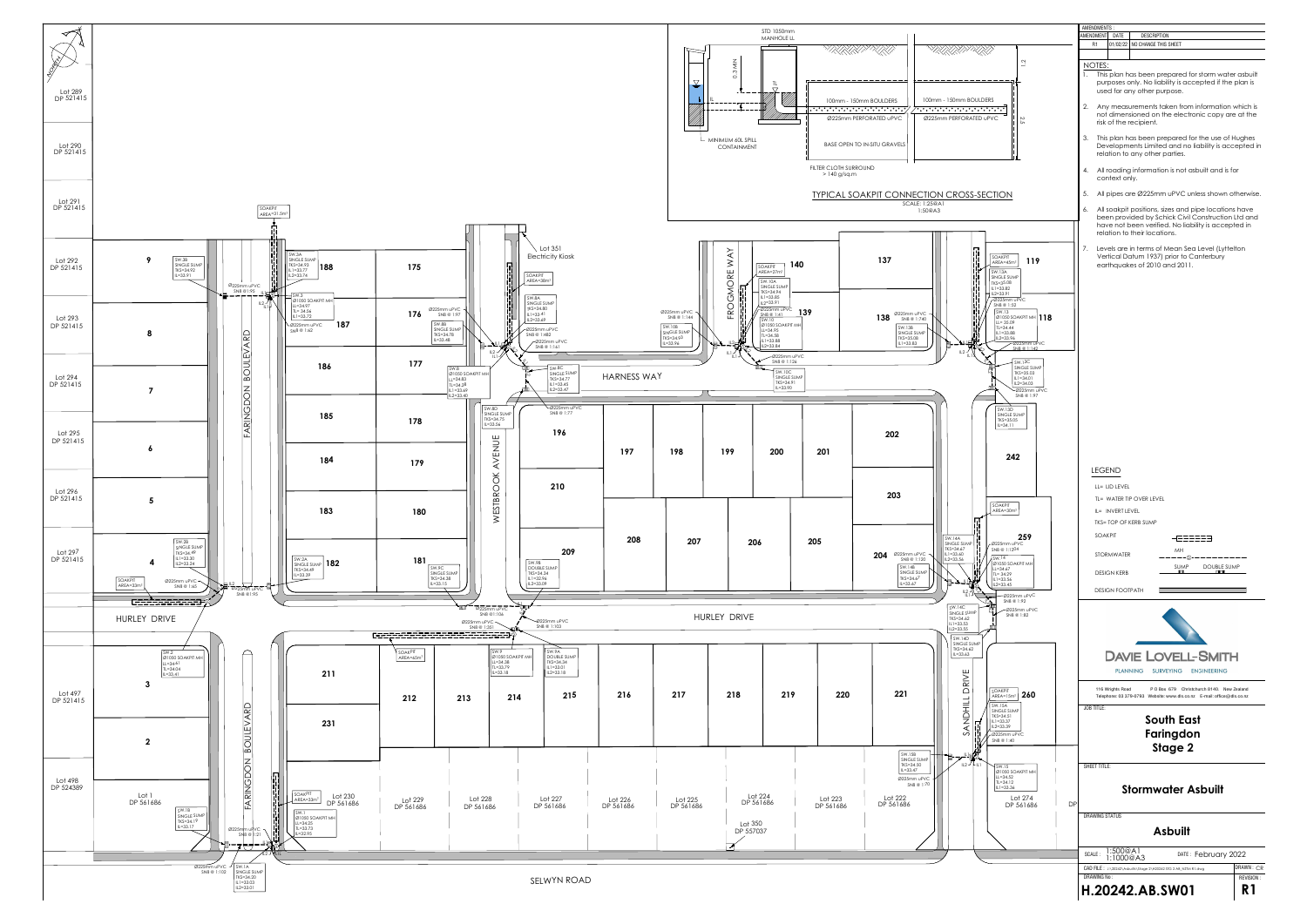**AMENDMENTS :**

| AMENDMENT | DATE | DESCRIPTION |
|---|---|---|
| R1 | 01/02/22 | NO CHANGE THIS SHEET |

**NOTES:**

1. This plan has been prepared for storm water asbuilt purposes only. No liability is accepted if the plan is used for any other purpose.
2. Any measurements taken from information which is not dimensioned on the electronic copy are at the risk of the recipient.
3. This plan has been prepared for the use of Hughes Developments Limited and no liability is accepted in relation to any other parties.
4. All roading information is not asbuilt and is for context only.
5. All pipes are Ø225mm uPVC unless shown otherwise.
6. All soakpit positions, sizes and pipe locations have been provided by Schick Civil Construction Ltd and have not been verified. No liability is accepted in relation to their locations.
7. Levels are in terms of Mean Sea Level (Lyttelton Vertical Datum 1937) prior to Canterbury earthquakes of 2010 and 2011.

**TYPICAL SOAKPIT CONNECTION CROSS-SECTION**
SCALE: 1:25@A1 1:50@A3

STD 1050mm MANHOLE LL; 0.3MIN; TL; IL; MINIMUM 60L SPILL CONTAINMENT; 100mm - 150mm BOULDERS; Ø225mm PERFORATED uPVC; BASE OPEN TO IN-SITU GRAVELS; FILTER CLOTH SURROUND > 140 g/sq.m; 1.2; 2.5

**LEGEND**

- LL= LID LEVEL
- TL= WATER TIP OVER LEVEL
- IL= INVERT LEVEL
- TKS= TOP OF KERB SUMP
- SOAKPIT
- STORMWATER (MH)
- SUMP / DOUBLE SUMP
- DESIGN KERB
- DESIGN FOOTPATH

**DAVIE LOVELL-SMITH**
PLANNING SURVEYING ENGINEERING
116 Wrights Road P O Box 679 Christchurch 8140 New Zealand
Telephone: 03 379-0793 Website: www.dls.co.nz E-mail: office@dls.co.nz

JOB TITLE: **South East Faringdon Stage 2**

SHEET TITLE: **Stormwater Asbuilt**

DRAWING STATUS: **Asbuilt**

SCALE: 1:500@A1 1:1000@A3 DATE: February 2022

CAD FILE: ...H20242 SD 2 AB_SW01 R1.dwg DRAWN: CR

DRAWING No.: **H.20242.AB.SW01** REVISION: **R1**

**Plan annotations:**

- SW.3B SINGLE SUMP TKS=34.92 IL=33.91
- SW.3A SINGLE SUMP TKS=34.93 IL1=33.77 IL2=33.74
- SW.3 Ø1050 SOAKPIT MH LL=34.97 TL= 34.24 IL=33.72
- SW.8A SINGLE SUMP TKS=34.80 IL1=33.41 IL2=33.69
- SW.8B SINGLE SUMP TKS=34.78 IL=33.48
- SW.8 Ø1050 SOAKPIT MH LL=34.83 TL=34.59 IL1=33.49 IL2=33.40
- SW.8C SINGLE SUMP TKS=34.77 IL1=33.45 IL2=33.47
- SW.8D SINGLE SUMP TKS=34.75 IL=33.56
- SW.10A SINGLE SUMP TKS=34.94 IL1=33.85 IL2=33.91
- SW.10 Ø1050 SOAKPIT MH LL=34.95 TL=34.58 IL1=33.88 IL2=33.84
- SW.10B SINGLE SUMP TKS=34.93 IL=33.96
- SW.10C SINGLE SUMP TKS=34.91 IL=33.90
- SW.13A SINGLE SUMP TKS=35.08 IL1=33.82 IL2=33.91
- SW.13 Ø1050 SOAKPIT MH LL= 35.09 TL=34.44 IL1=33.88 IL2=33.96
- SW.13B SINGLE SUMP TKS=35.08 IL1=33.83
- SW.13C SINGLE SUMP TKS=35.03 IL1=34.01 IL2=34.03
- SW.13D SINGLE SUMP TKS=35.05 IL=34.11
- SW.14A SINGLE SUMP TKS=34.67 IL1=33.60 IL2=33.56
- SW.14 Ø1050 SOAKPIT MH LL=34.67 TL=34.29 IL1=33.56 IL2=33.47
- SW.14B SINGLE SUMP TKS=34.67 IL=33.67
- SW.14C SINGLE SUMP TKS=34.62 IL1=33.53 IL2=33.55
- SW.14D SINGLE SUMP TKS=34.62 IL=33.63
- SW.15A SINGLE SUMP TKS=34.51 IL1=33.37 IL2=33.39
- SW.15 Ø1050 SOAKPIT MH LL=34.52 TL=34.12 IL=33.36
- SW.15B SINGLE SUMP TKS=34.50 IL=33.47
- SW.2B SINGLE SUMP TKS=34.49 IL1=33.30 IL2=33.24
- SW.2A SINGLE SUMP TKS=34.49 IL=33.39
- SW.2 Ø1050 SOAKPIT MH LL=34.41 TL=34.04 IL=33.41
- SW.9C SINGLE SUMP TKS=34.38 IL=33.15
- SW.9B DOUBLE SUMP TKS=34.24 IL=32.96 IL2=33.09
- SW.9 Ø1050 SOAKPIT MH LL=34.38 TL=33.79 IL=33.18
- SW.9A DOUBLE SUMP TKS=34.34 IL1=33.01 IL2=33.18
- SW.1B SINGLE SUMP TKS=34.19 IL=33.17
- SW.1 Ø1050 SOAKPIT MH LL=34.25 TL=33.73 IL=32.95
- SW.1A SINGLE SUMP TKS=34.20 IL1=33.03 IL=33.01
- SOAKPIT AREA=31.5m²; SOAKPIT AREA=38m²; SOAKPIT AREA=27m²; SOAKPIT AREA=45m²; SOAKPIT AREA=30m²; SOAKPIT AREA=33m²; SOAKPIT AREA=46m²; SOAKPIT AREA=15m²; SOAKPIT AREA=33m²
- Pipes: Ø225mm uPVC SNB @ 1:95, 1:97, 1:62, 1:41, 1:44, 1:82, 1:61, 1:77, 1:126, 1:740, 1:52, 1:142, 1:97, 1:234, 1:93, 1:82, 1:40, 1:70, 1:65, 1:95, 1:106, 1:351, 1:103, 1:121, 1:102
- Streets: FARINGDON BOULEVARD, WESTBROOK AVENUE, HARNESS WAY, FROGMORE WAY, SANDHILL DRIVE, HURLEY DRIVE, SELWYN ROAD
- Lot 351 Electricity Kiosk; Lot 350 DP 557037; Lots 289–298, 497, 498 DP 521415 / DP 524389; Lots 1, 222–230, 274 DP 561686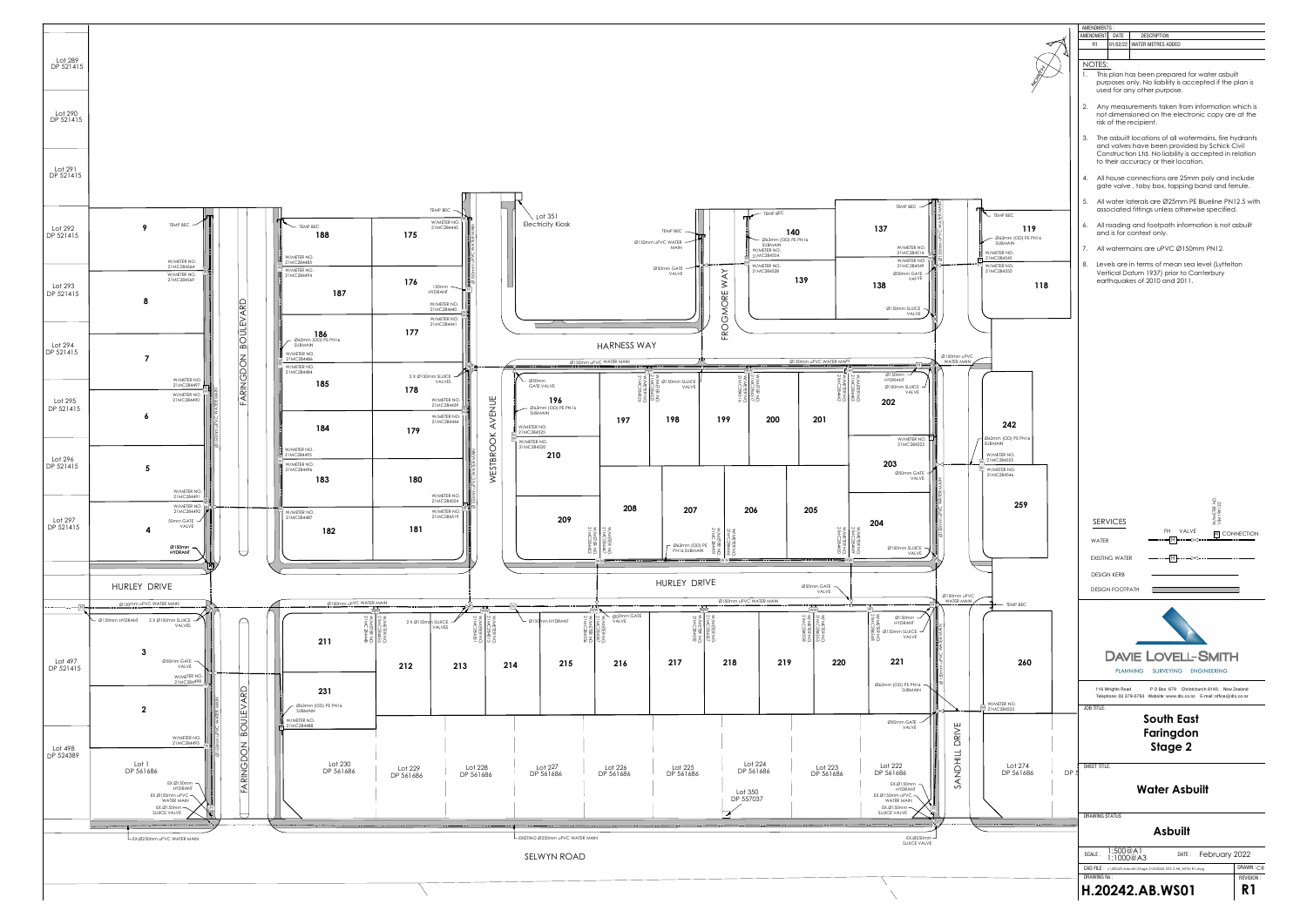AMENDMENTS:

| AMENDMENT | DATE | DESCRIPTION |
|---|---|---|
| R1 | 01/02/22 | WATER METRES ADDED |

NOTES:

1. This plan has been prepared for water asbuilt purposes only. No liability is accepted if the plan is used for any other purpose.
2. Any measurements taken from information which is not dimensioned on the electronic copy are at the risk of the recipient.
3. The asbuilt locations of all watermains, fire hydrants and valves have been provided by Schick Civil Construction Ltd. No liability is accepted in relation to their accuracy or their location.
4. All house connections are 25mm poly and include gate valve , toby box, tapping band and ferrule.
5. All water laterals are Ø25mm PE Blueline PN12.5 with associated fittings unless otherwise specified.
6. All roading and footpath information is not asbuilt and is for context only.
7. All watermains are uPVC Ø150mm PN12.
8. Levels are in terms of mean sea level (Lyttelton Vertical Datum 1937) prior to Canterbury earthquakes of 2010 and 2011.

SERVICES

- WATER — FH, VALVE, CONNECTION, W/METER NO.
- EXISTING WATER
- DESIGN KERB
- DESIGN FOOTPATH

DAVIE LOVELL-SMITH
PLANNING SURVEYING ENGINEERING

116 Wrights Road P O Box 679 Christchurch 8140 New Zealand
Telephone: 03 379-0793 Website: www.dls.co.nz E-mail: office@dls.co.nz

JOB TITLE: **South East Faringdon Stage 2**

SHEET TITLE: **Water Asbuilt**

DRAWING STATUS: **Asbuilt**

SCALE: 1:500@A1 1:1000@A3 DATE: February 2022

DRAWN: CR

DRAWING No.: **H.20242.AB.WS01** REVISION: **R1**

NORTH

FARINGDON BOULEVARD
WESTBROOK AVENUE
HARNESS WAY
FROGMORE WAY
HURLEY DRIVE
SANDHILL DRIVE
SELWYN ROAD

Lot 289 DP 521415
Lot 290 DP 521415
Lot 291 DP 521415
Lot 292 DP 521415
Lot 293 DP 521415
Lot 294 DP 521415
Lot 295 DP 521415
Lot 296 DP 521415
Lot 297 DP 521415
Lot 497 DP 521415
Lot 498 DP 524389
Lot 1 DP 561686
Lot 230 DP 561686
Lot 229 DP 561686
Lot 228 DP 561686
Lot 227 DP 561686
Lot 226 DP 561686
Lot 225 DP 561686
Lot 224 DP 561686
Lot 223 DP 561686
Lot 222 DP 561686
Lot 274 DP 561686
Lot 350 DP 557037
Lot 351 Electricity Kiosk

TEMP BEC
W/METER NO. 21MC284569
W/METER NO. 21MC284564
W/METER NO. 21MC284497
W/METER NO. 21MC284490
W/METER NO. 21MC284491
W/METER NO. 21MC284492
50mm GATE VALVE
Ø150mm HYDRANT
Ø150mm uPVC WATER MAIN
Ø150mm HYDRANT
2 X Ø150mm SLUICE VALVES
Ø50mm GATE VALVE
W/METER NO. 21MC284498
W/METER NO. 21MC284493
EX.Ø150mm HYDRANT
EX.Ø150mm uPVC WATER MAIN
EX.Ø150mm SLUICE VALVE
EX.Ø250mm uPVC WATER MAIN
EXISTING Ø250mm uPVC WATER MAIN
EX.Ø250mm SLUICE VALVE

W/METER NO. 21MC284485
W/METER NO. 21MC284494
W/METER NO. 21MC284445
150mm HYDRANT
W/METER NO. 21MC284440
W/METER NO. 21MC284441
Ø63mm (OD) PE PN16 SUBMAIN
W/METER NO. 21MC284486
W/METER NO. 21MC284484
2 X Ø150mm SLUICE VALVES
W/METER NO. 21MC284439
W/METER NO. 21MC284444
W/METER NO. 21MC284495
W/METER NO. 21MC284496
W/METER NO. 21MC284524
W/METER NO. 21MC284519
W/METER NO. 21MC284487

Ø150mm uPVC WATER MAIN
Ø50mm GATE VALVE
Ø63mm (OD) PE PN16 SUBMAIN
W/METER NO. 21MC284525
W/METER NO. 21MC284520
Ø150mm SLUICE VALVE
Ø63mm (OD) PE PN16 SUBMAIN
Ø150mm HYDRANT
Ø150mm SLUICE VALVE
W/METER NO. 21MC284522
Ø50mm GATE VALVE
Ø150mm SLUICE VALVE
Ø150mm uPVC WATER MAIN
Ø63mm (OD) PE PN16 SUBMAIN
W/METER NO. 21MC284555
W/METER NO. 21MC284546
W/METER NO. 21MC284550
W/METER NO. 21MC284545
W/METER NO. 21MC284514
W/METER NO. 21MC284549
Ø50mm GATE VALVE
Ø150mm SLUICE VALVE
Ø63mm (OD) PE PN16 SUBMAIN
W/METER NO. 21MC284538
Ø50mm GATE VALVE
Ø150mm uPVC WATER MAIN

Ø50mm GATE VALVE
2 X Ø150mm SLUICE VALVES
Ø150mm HYDRANT
Ø50mm GATE VALVE
Ø150mm HYDRANT
Ø150mm SLUICE VALVE
Ø63mm (OD) PE PN16 SUBMAIN
W/METER NO. 21MC284488
Ø63mm (OD) PE PN16 SUBMAIN
W/METER NO. 21MC284523
Ø50mm GATE VALVE